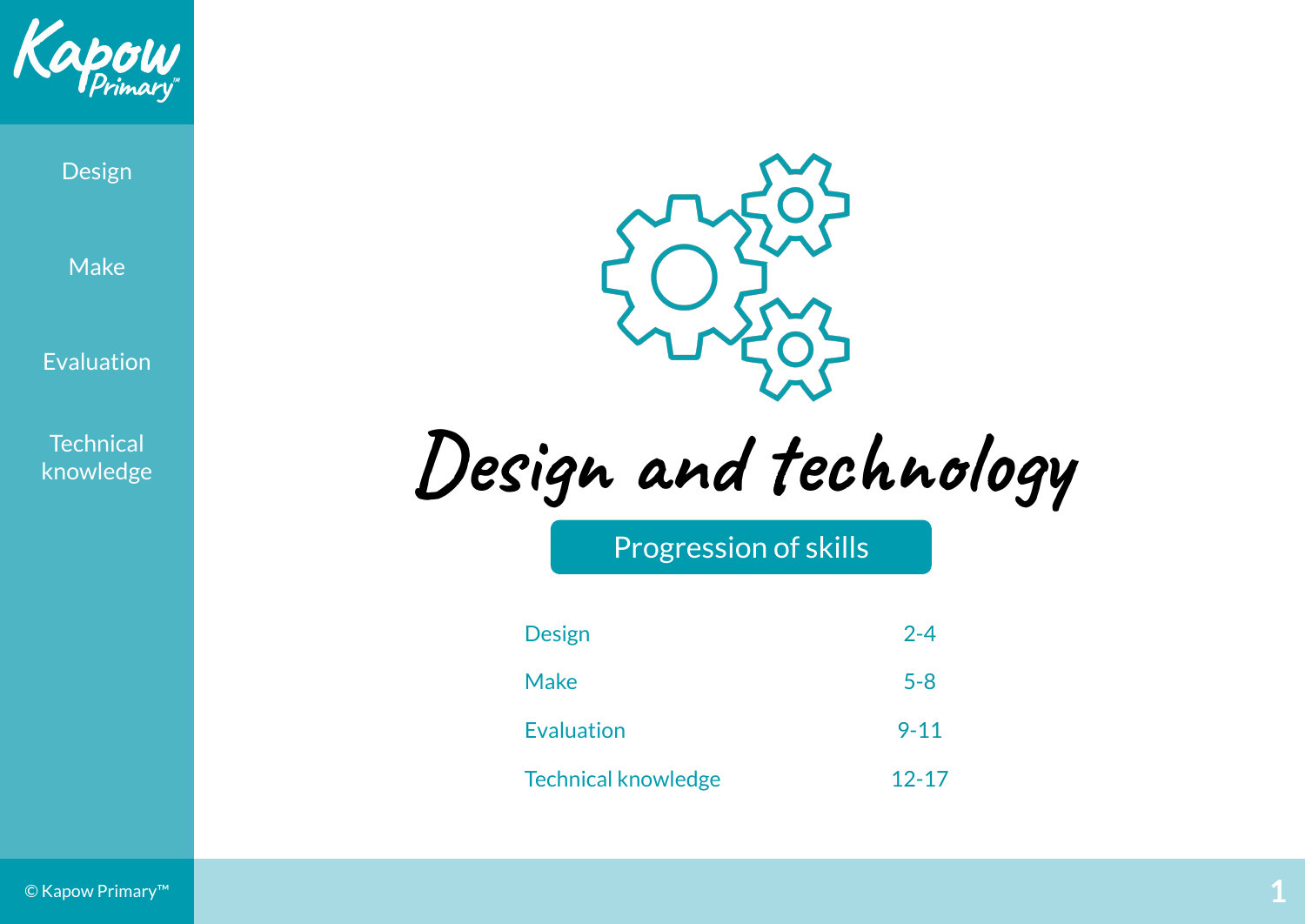# Design and technology

## Progression of skills

| | |
|---|---|
| Design | 2-4 |
| Make | 5-8 |
| Evaluation | 9-11 |
| Technical knowledge | 12-17 |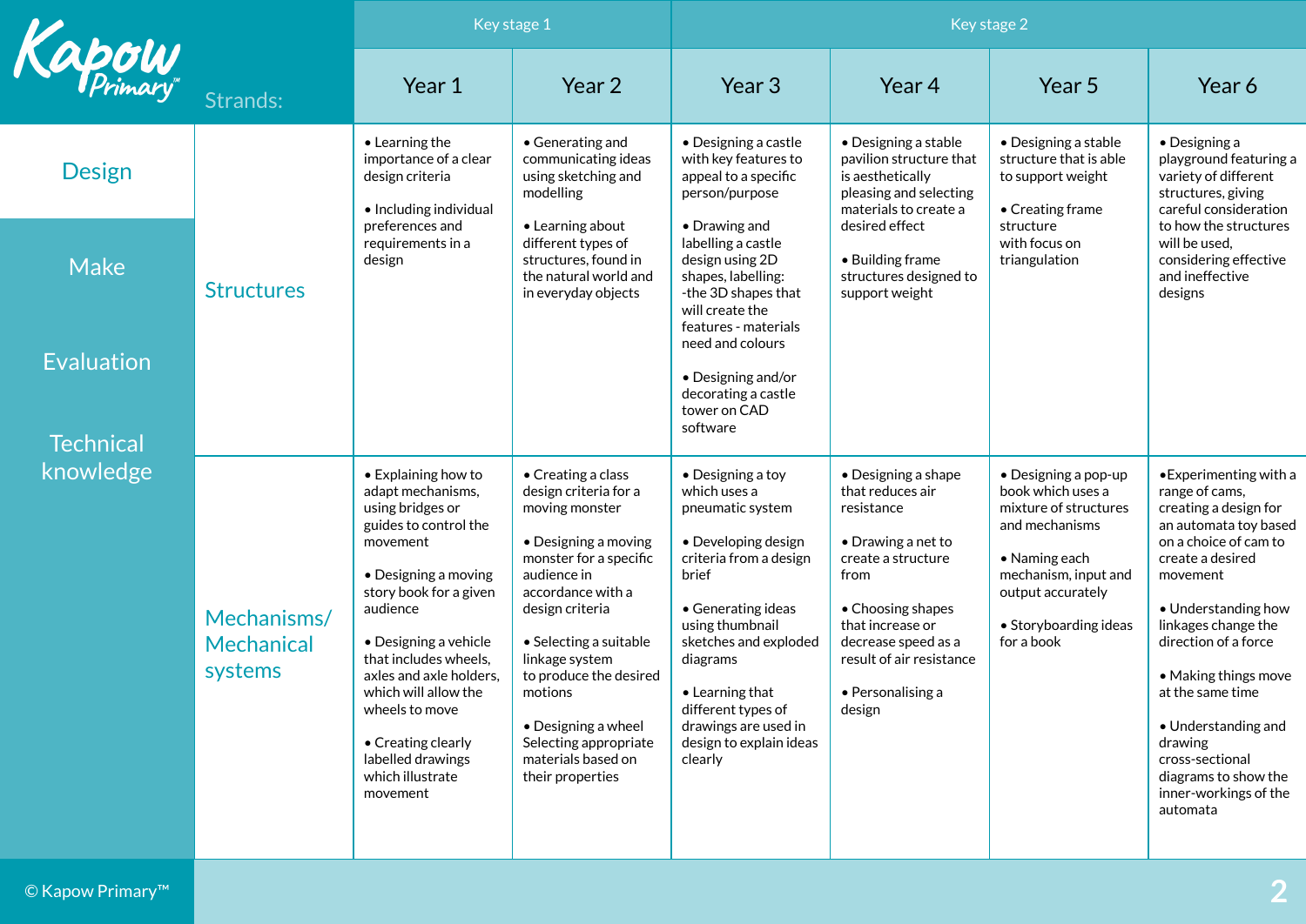| Strands: | Key stage 1 | | Key stage 2 | | | |
|---|---|---|---|---|---|---|
| | Year 1 | Year 2 | Year 3 | Year 4 | Year 5 | Year 6 |
| Structures | • Learning the importance of a clear design criteria<br><br>• Including individual preferences and requirements in a design | • Generating and communicating ideas using sketching and modelling<br><br>• Learning about different types of structures, found in the natural world and in everyday objects | • Designing a castle with key features to appeal to a specific person/purpose<br><br>• Drawing and labelling a castle design using 2D shapes, labelling: -the 3D shapes that will create the features - materials need and colours<br><br>• Designing and/or decorating a castle tower on CAD software | • Designing a stable pavilion structure that is aesthetically pleasing and selecting materials to create a desired effect<br><br>• Building frame structures designed to support weight | • Designing a stable structure that is able to support weight<br><br>• Creating frame structure with focus on triangulation | • Designing a playground featuring a variety of different structures, giving careful consideration to how the structures will be used, considering effective and ineffective designs |
| Mechanisms/ Mechanical systems | • Explaining how to adapt mechanisms, using bridges or guides to control the movement<br><br>• Designing a moving story book for a given audience<br><br>• Designing a vehicle that includes wheels, axles and axle holders, which will allow the wheels to move<br><br>• Creating clearly labelled drawings which illustrate movement | • Creating a class design criteria for a moving monster<br><br>• Designing a moving monster for a specific audience in accordance with a design criteria<br><br>• Selecting a suitable linkage system to produce the desired motions<br><br>• Designing a wheel Selecting appropriate materials based on their properties | • Designing a toy which uses a pneumatic system<br><br>• Developing design criteria from a design brief<br><br>• Generating ideas using thumbnail sketches and exploded diagrams<br><br>• Learning that different types of drawings are used in design to explain ideas clearly | • Designing a shape that reduces air resistance<br><br>• Drawing a net to create a structure from<br><br>• Choosing shapes that increase or decrease speed as a result of air resistance<br><br>• Personalising a design | • Designing a pop-up book which uses a mixture of structures and mechanisms<br><br>• Naming each mechanism, input and output accurately<br><br>• Storyboarding ideas for a book | •Experimenting with a range of cams, creating a design for an automata toy based on a choice of cam to create a desired movement<br><br>• Understanding how linkages change the direction of a force<br><br>• Making things move at the same time<br><br>• Understanding and drawing cross-sectional diagrams to show the inner-workings of the automata |

Design | Make | Evaluation | Technical knowledge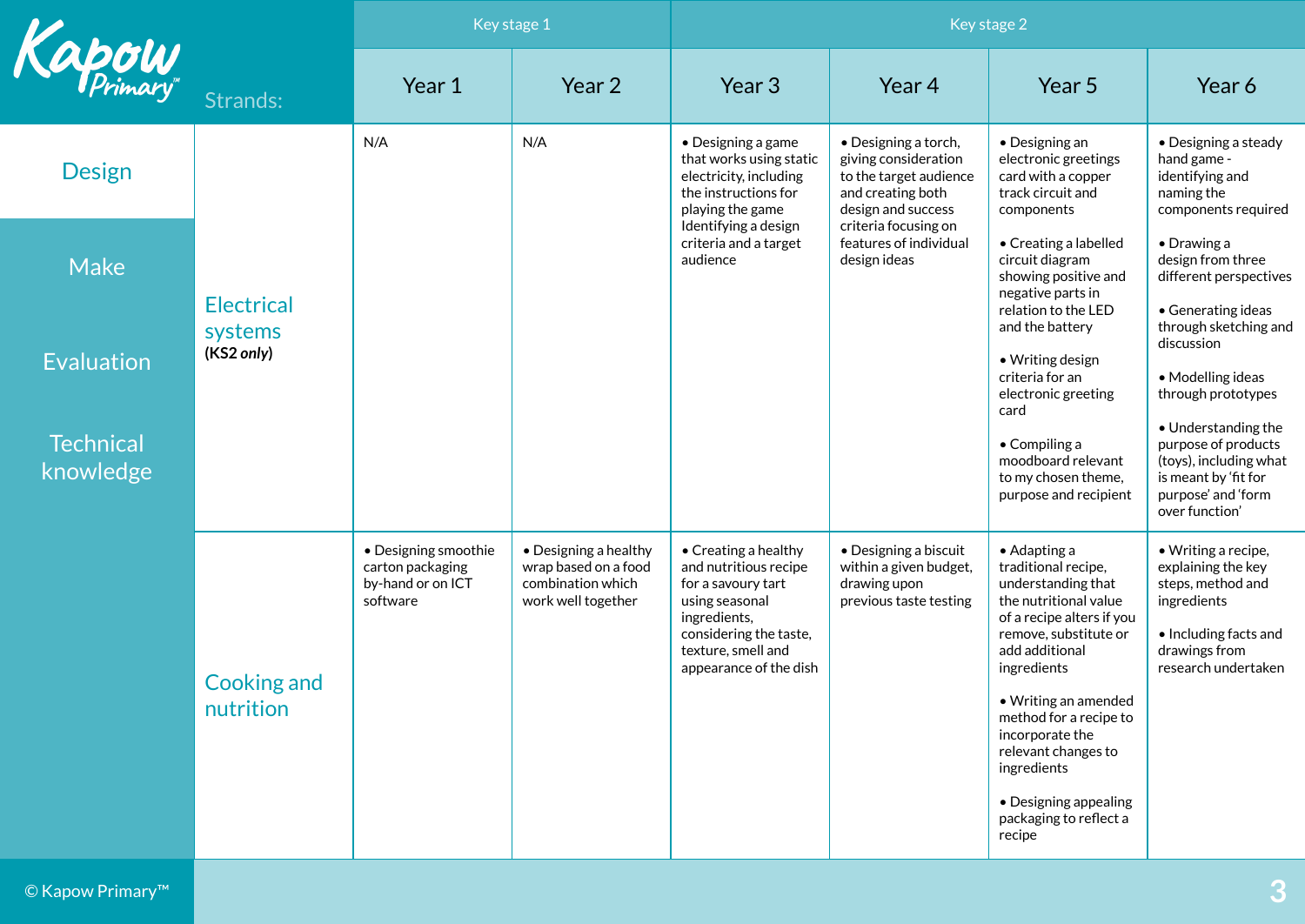| Strands: | Key stage 1 | | Key stage 2 | | | |
|---|---|---|---|---|---|---|
| | Year 1 | Year 2 | Year 3 | Year 4 | Year 5 | Year 6 |
| **Electrical systems** (***KS2 only***) | N/A | N/A | • Designing a game that works using static electricity, including the instructions for playing the game Identifying a design criteria and a target audience | • Designing a torch, giving consideration to the target audience and creating both design and success criteria focusing on features of individual design ideas | • Designing an electronic greetings card with a copper track circuit and components<br><br>• Creating a labelled circuit diagram showing positive and negative parts in relation to the LED and the battery<br><br>• Writing design criteria for an electronic greeting card<br><br>• Compiling a moodboard relevant to my chosen theme, purpose and recipient | • Designing a steady hand game - identifying and naming the components required<br><br>• Drawing a design from three different perspectives<br><br>• Generating ideas through sketching and discussion<br><br>• Modelling ideas through prototypes<br><br>• Understanding the purpose of products (toys), including what is meant by 'fit for purpose' and 'form over function' |
| **Cooking and nutrition** | • Designing smoothie carton packaging by-hand or on ICT software | • Designing a healthy wrap based on a food combination which work well together | • Creating a healthy and nutritious recipe for a savoury tart using seasonal ingredients, considering the taste, texture, smell and appearance of the dish | • Designing a biscuit within a given budget, drawing upon previous taste testing | • Adapting a traditional recipe, understanding that the nutritional value of a recipe alters if you remove, substitute or add additional ingredients<br><br>• Writing an amended method for a recipe to incorporate the relevant changes to ingredients<br><br>• Designing appealing packaging to reflect a recipe | • Writing a recipe, explaining the key steps, method and ingredients<br><br>• Including facts and drawings from research undertaken |

Design | Make | Evaluation | Technical knowledge

© Kapow Primary™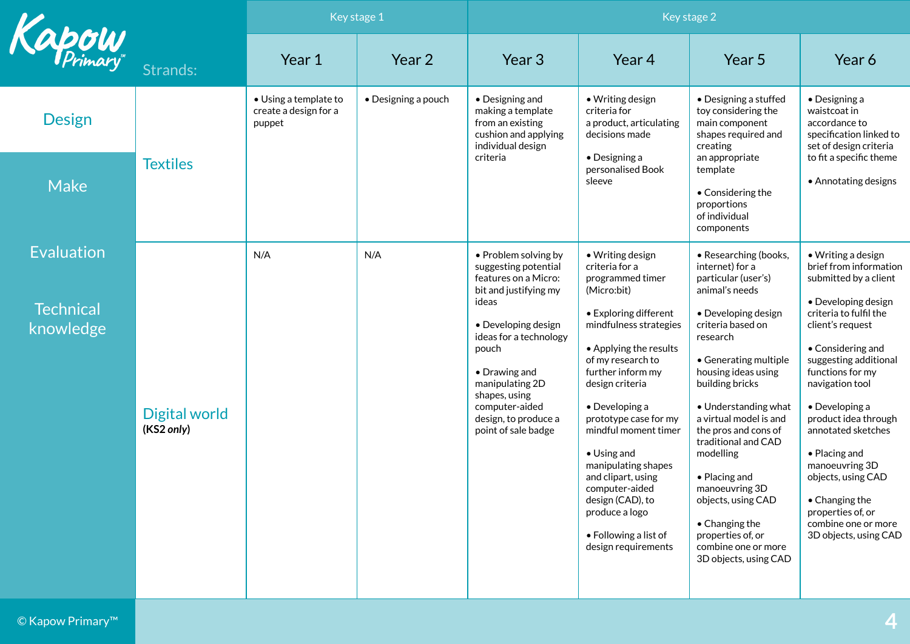| Strands: | Key stage 1 | | Key stage 2 | | | |
|---|---|---|---|---|---|---|
| | Year 1 | Year 2 | Year 3 | Year 4 | Year 5 | Year 6 |
| Textiles | • Using a template to create a design for a puppet | • Designing a pouch | • Designing and making a template from an existing cushion and applying individual design criteria | • Writing design criteria for a product, articulating decisions made<br><br>• Designing a personalised Book sleeve | • Designing a stuffed toy considering the main component shapes required and creating an appropriate template<br><br>• Considering the proportions of individual components | • Designing a waistcoat in accordance to specification linked to set of design criteria to fit a specific theme<br><br>• Annotating designs |
| Digital world **(KS2 *only*)** | N/A | N/A | • Problem solving by suggesting potential features on a Micro: bit and justifying my ideas<br><br>• Developing design ideas for a technology pouch<br><br>• Drawing and manipulating 2D shapes, using computer-aided design, to produce a point of sale badge | • Writing design criteria for a programmed timer (Micro:bit)<br><br>• Exploring different mindfulness strategies<br><br>• Applying the results of my research to further inform my design criteria<br><br>• Developing a prototype case for my mindful moment timer<br><br>• Using and manipulating shapes and clipart, using computer-aided design (CAD), to produce a logo<br><br>• Following a list of design requirements | • Researching (books, internet) for a particular (user's) animal's needs<br><br>• Developing design criteria based on research<br><br>• Generating multiple housing ideas using building bricks<br><br>• Understanding what a virtual model is and the pros and cons of traditional and CAD modelling<br><br>• Placing and manoeuvring 3D objects, using CAD<br><br>• Changing the properties of, or combine one or more 3D objects, using CAD | • Writing a design brief from information submitted by a client<br><br>• Developing design criteria to fulfil the client's request<br><br>• Considering and suggesting additional functions for my navigation tool<br><br>• Developing a product idea through annotated sketches<br><br>• Placing and manoeuvring 3D objects, using CAD<br><br>• Changing the properties of, or combine one or more 3D objects, using CAD |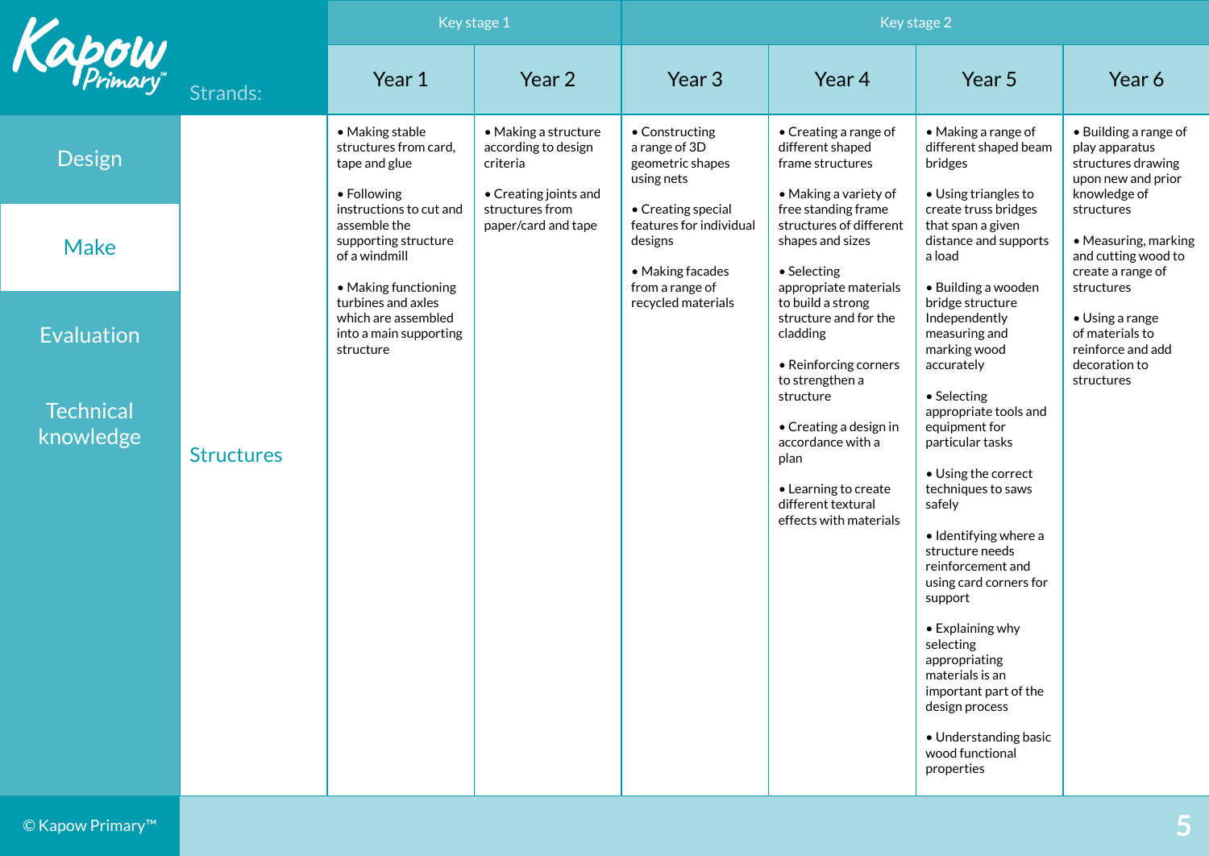Kapow Primary™

| Strands: | Key stage 1 | | Key stage 2 | | | |
|---|---|---|---|---|---|---|
| | Year 1 | Year 2 | Year 3 | Year 4 | Year 5 | Year 6 |
| Structures | • Making stable structures from card, tape and glue<br><br>• Following instructions to cut and assemble the supporting structure of a windmill<br><br>• Making functioning turbines and axles which are assembled into a main supporting structure | • Making a structure according to design criteria<br><br>• Creating joints and structures from paper/card and tape | • Constructing a range of 3D geometric shapes using nets<br><br>• Creating special features for individual designs<br><br>• Making facades from a range of recycled materials | • Creating a range of different shaped frame structures<br><br>• Making a variety of free standing frame structures of different shapes and sizes<br><br>• Selecting appropriate materials to build a strong structure and for the cladding<br><br>• Reinforcing corners to strengthen a structure<br><br>• Creating a design in accordance with a plan<br><br>• Learning to create different textural effects with materials | • Making a range of different shaped beam bridges<br><br>• Using triangles to create truss bridges that span a given distance and supports a load<br><br>• Building a wooden bridge structure Independently measuring and marking wood accurately<br><br>• Selecting appropriate tools and equipment for particular tasks<br><br>• Using the correct techniques to saws safely<br><br>• Identifying where a structure needs reinforcement and using card corners for support<br><br>• Explaining why selecting appropriating materials is an important part of the design process<br><br>• Understanding basic wood functional properties | • Building a range of play apparatus structures drawing upon new and prior knowledge of structures<br><br>• Measuring, marking and cutting wood to create a range of structures<br><br>• Using a range of materials to reinforce and add decoration to structures |

Design | **Make** | Evaluation | Technical knowledge

© Kapow Primary™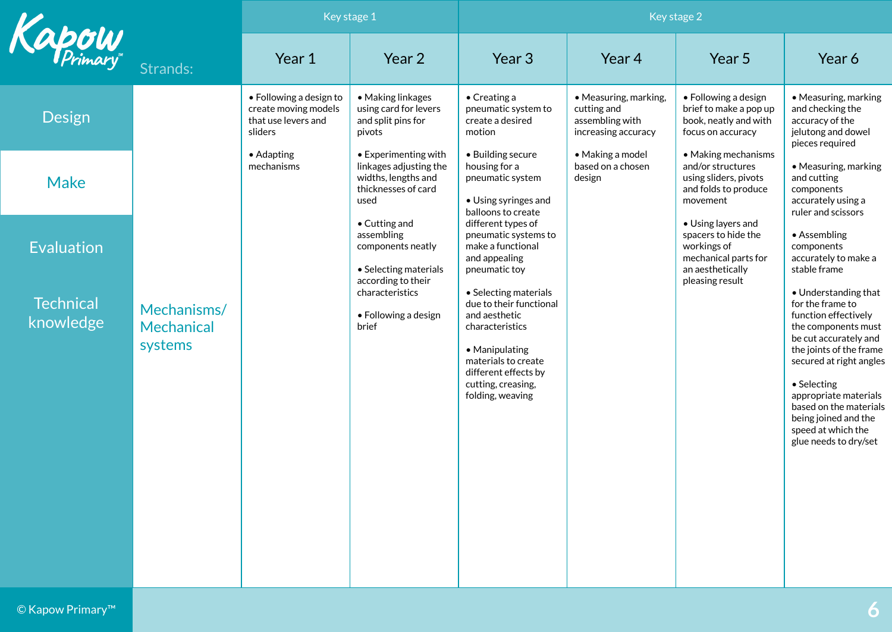| Strands: | Key stage 1 | | Key stage 2 | | | |
|---|---|---|---|---|---|---|
| | Year 1 | Year 2 | Year 3 | Year 4 | Year 5 | Year 6 |
| Mechanisms/ Mechanical systems | • Following a design to create moving models that use levers and sliders<br><br>• Adapting mechanisms | • Making linkages using card for levers and split pins for pivots<br><br>• Experimenting with linkages adjusting the widths, lengths and thicknesses of card used<br><br>• Cutting and assembling components neatly<br><br>• Selecting materials according to their characteristics<br><br>• Following a design brief | • Creating a pneumatic system to create a desired motion<br><br>• Building secure housing for a pneumatic system<br><br>• Using syringes and balloons to create different types of pneumatic systems to make a functional and appealing pneumatic toy<br><br>• Selecting materials due to their functional and aesthetic characteristics<br><br>• Manipulating materials to create different effects by cutting, creasing, folding, weaving | • Measuring, marking, cutting and assembling with increasing accuracy<br><br>• Making a model based on a chosen design | • Following a design brief to make a pop up book, neatly and with focus on accuracy<br><br>• Making mechanisms and/or structures using sliders, pivots and folds to produce movement<br><br>• Using layers and spacers to hide the workings of mechanical parts for an aesthetically pleasing result | • Measuring, marking and checking the accuracy of the jelutong and dowel pieces required<br><br>• Measuring, marking and cutting components accurately using a ruler and scissors<br><br>• Assembling components accurately to make a stable frame<br><br>• Understanding that for the frame to function effectively the components must be cut accurately and the joints of the frame secured at right angles<br><br>• Selecting appropriate materials based on the materials being joined and the speed at which the glue needs to dry/set |

Design | **Make** | Evaluation | Technical knowledge

© Kapow Primary™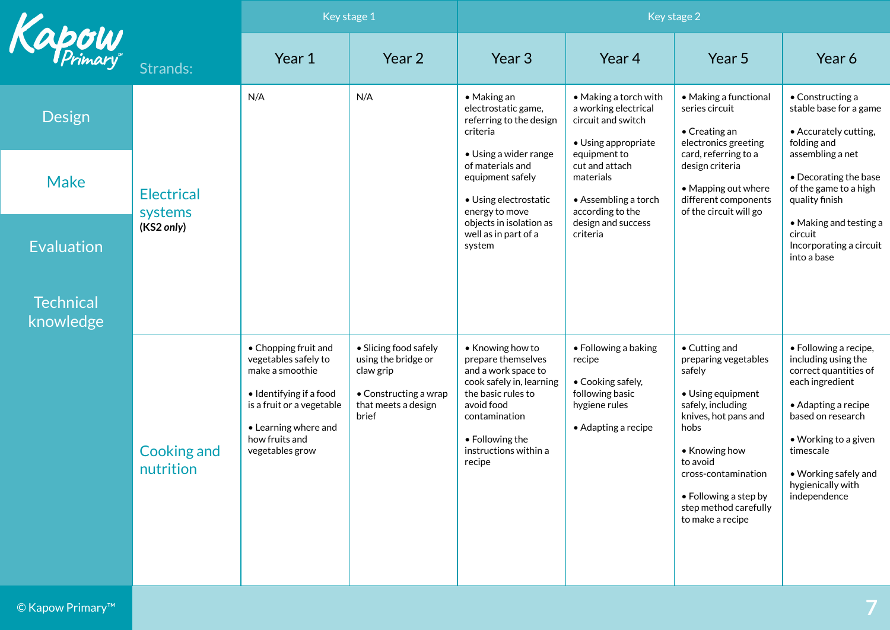| Strands: | Key stage 1 | | Key stage 2 | | | |
|---|---|---|---|---|---|---|
| | Year 1 | Year 2 | Year 3 | Year 4 | Year 5 | Year 6 |
| **Electrical systems** (*KS2 only*) | N/A | N/A | • Making an electrostatic game, referring to the design criteria<br>• Using a wider range of materials and equipment safely<br>• Using electrostatic energy to move objects in isolation as well as in part of a system | • Making a torch with a working electrical circuit and switch<br>• Using appropriate equipment to cut and attach materials<br>• Assembling a torch according to the design and success criteria | • Making a functional series circuit<br>• Creating an electronics greeting card, referring to a design criteria<br>• Mapping out where different components of the circuit will go | • Constructing a stable base for a game<br>• Accurately cutting, folding and assembling a net<br>• Decorating the base of the game to a high quality finish<br>• Making and testing a circuit Incorporating a circuit into a base |
| **Cooking and nutrition** | • Chopping fruit and vegetables safely to make a smoothie<br>• Identifying if a food is a fruit or a vegetable<br>• Learning where and how fruits and vegetables grow | • Slicing food safely using the bridge or claw grip<br>• Constructing a wrap that meets a design brief | • Knowing how to prepare themselves and a work space to cook safely in, learning the basic rules to avoid food contamination<br>• Following the instructions within a recipe | • Following a baking recipe<br>• Cooking safely, following basic hygiene rules<br>• Adapting a recipe | • Cutting and preparing vegetables safely<br>• Using equipment safely, including knives, hot pans and hobs<br>• Knowing how to avoid cross-contamination<br>• Following a step by step method carefully to make a recipe | • Following a recipe, including using the correct quantities of each ingredient<br>• Adapting a recipe based on research<br>• Working to a given timescale<br>• Working safely and hygienically with independence |

© Kapow Primary™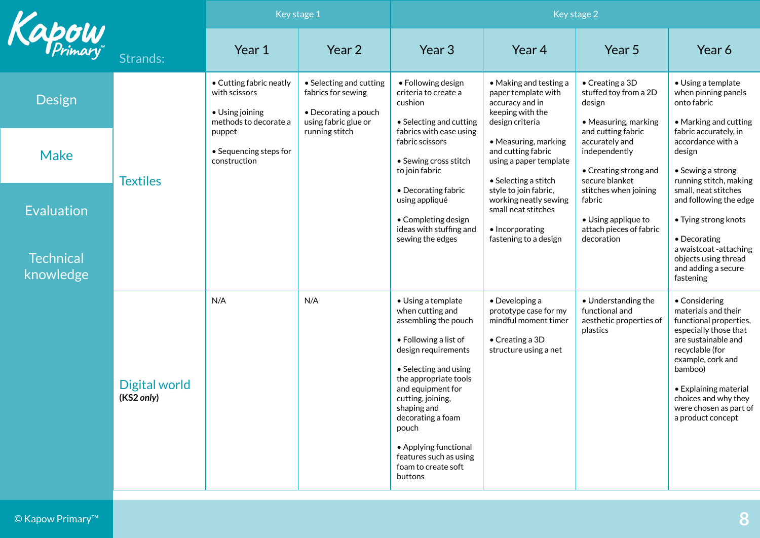| Strands: | Key stage 1 | | Key stage 2 | | | |
|---|---|---|---|---|---|---|
| | Year 1 | Year 2 | Year 3 | Year 4 | Year 5 | Year 6 |
| Textiles | • Cutting fabric neatly with scissors<br><br>• Using joining methods to decorate a puppet<br><br>• Sequencing steps for construction | • Selecting and cutting fabrics for sewing<br><br>• Decorating a pouch using fabric glue or running stitch | • Following design criteria to create a cushion<br><br>• Selecting and cutting fabrics with ease using fabric scissors<br><br>• Sewing cross stitch to join fabric<br><br>• Decorating fabric using appliqué<br><br>• Completing design ideas with stuffing and sewing the edges | • Making and testing a paper template with accuracy and in keeping with the design criteria<br><br>• Measuring, marking and cutting fabric using a paper template<br><br>• Selecting a stitch style to join fabric, working neatly sewing small neat stitches<br><br>• Incorporating fastening to a design | • Creating a 3D stuffed toy from a 2D design<br><br>• Measuring, marking and cutting fabric accurately and independently<br><br>• Creating strong and secure blanket stitches when joining fabric<br><br>• Using applique to attach pieces of fabric decoration | • Using a template when pinning panels onto fabric<br><br>• Marking and cutting fabric accurately, in accordance with a design<br><br>• Sewing a strong running stitch, making small, neat stitches and following the edge<br><br>• Tying strong knots<br><br>• Decorating a waistcoat -attaching objects using thread and adding a secure fastening |
| Digital world **(*KS2 only*)** | N/A | N/A | • Using a template when cutting and assembling the pouch<br><br>• Following a list of design requirements<br><br>• Selecting and using the appropriate tools and equipment for cutting, joining, shaping and decorating a foam pouch<br><br>• Applying functional features such as using foam to create soft buttons | • Developing a prototype case for my mindful moment timer<br><br>• Creating a 3D structure using a net | • Understanding the functional and aesthetic properties of plastics | • Considering materials and their functional properties, especially those that are sustainable and recyclable (for example, cork and bamboo)<br><br>• Explaining material choices and why they were chosen as part of a product concept |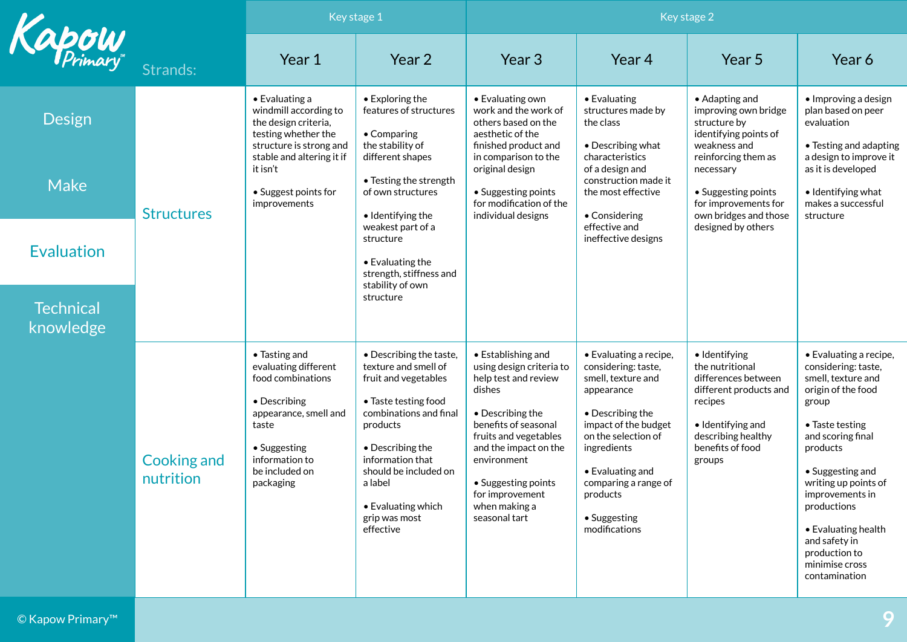| Strands: | Key stage 1 | | Key stage 2 | | | |
|---|---|---|---|---|---|---|
| | Year 1 | Year 2 | Year 3 | Year 4 | Year 5 | Year 6 |
| Structures | • Evaluating a windmill according to the design criteria, testing whether the structure is strong and stable and altering it if it isn't<br><br>• Suggest points for improvements | • Exploring the features of structures<br><br>• Comparing the stability of different shapes<br><br>• Testing the strength of own structures<br><br>• Identifying the weakest part of a structure<br><br>• Evaluating the strength, stiffness and stability of own structure | • Evaluating own work and the work of others based on the aesthetic of the finished product and in comparison to the original design<br><br>• Suggesting points for modification of the individual designs | • Evaluating structures made by the class<br><br>• Describing what characteristics of a design and construction made it the most effective<br><br>• Considering effective and ineffective designs | • Adapting and improving own bridge structure by identifying points of weakness and reinforcing them as necessary<br><br>• Suggesting points for improvements for own bridges and those designed by others | • Improving a design plan based on peer evaluation<br><br>• Testing and adapting a design to improve it as it is developed<br><br>• Identifying what makes a successful structure |
| Cooking and nutrition | • Tasting and evaluating different food combinations<br><br>• Describing appearance, smell and taste<br><br>• Suggesting information to be included on packaging | • Describing the taste, texture and smell of fruit and vegetables<br><br>• Taste testing food combinations and final products<br><br>• Describing the information that should be included on a label<br><br>• Evaluating which grip was most effective | • Establishing and using design criteria to help test and review dishes<br><br>• Describing the benefits of seasonal fruits and vegetables and the impact on the environment<br><br>• Suggesting points for improvement when making a seasonal tart | • Evaluating a recipe, considering: taste, smell, texture and appearance<br><br>• Describing the impact of the budget on the selection of ingredients<br><br>• Evaluating and comparing a range of products<br><br>• Suggesting modifications | • Identifying the nutritional differences between different products and recipes<br><br>• Identifying and describing healthy benefits of food groups | • Evaluating a recipe, considering: taste, smell, texture and origin of the food group<br><br>• Taste testing and scoring final products<br><br>• Suggesting and writing up points of improvements in productions<br><br>• Evaluating health and safety in production to minimise cross contamination |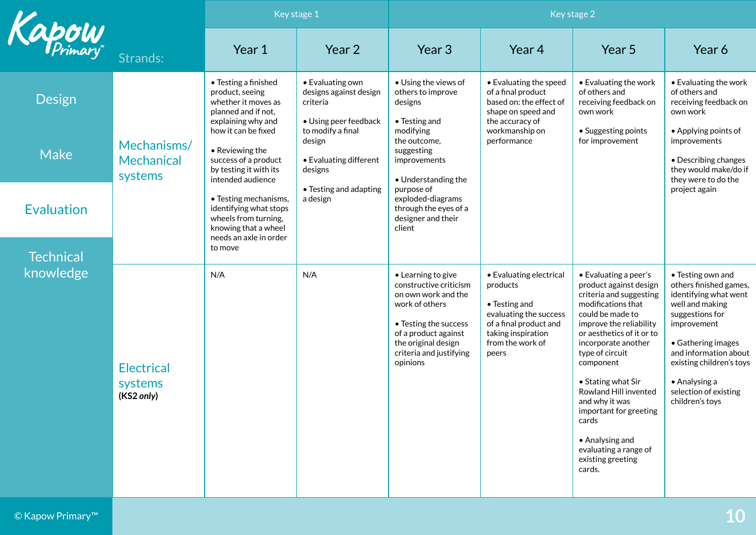Kapow Primary™

Design | Make | **Evaluation** | Technical knowledge

| Strands: | Key stage 1 | | Key stage 2 | | | |
|---|---|---|---|---|---|---|
| | Year 1 | Year 2 | Year 3 | Year 4 | Year 5 | Year 6 |
| Mechanisms/ Mechanical systems | • Testing a finished product, seeing whether it moves as planned and if not, explaining why and how it can be fixed<br><br>• Reviewing the success of a product by testing it with its intended audience<br><br>• Testing mechanisms, identifying what stops wheels from turning, knowing that a wheel needs an axle in order to move | • Evaluating own designs against design criteria<br><br>• Using peer feedback to modify a final design<br><br>• Evaluating different designs<br><br>• Testing and adapting a design | • Using the views of others to improve designs<br><br>• Testing and modifying the outcome, suggesting improvements<br><br>• Understanding the purpose of exploded-diagrams through the eyes of a designer and their client | • Evaluating the speed of a final product based on: the effect of shape on speed and the accuracy of workmanship on performance | • Evaluating the work of others and receiving feedback on own work<br><br>• Suggesting points for improvement | • Evaluating the work of others and receiving feedback on own work<br><br>• Applying points of improvements<br><br>• Describing changes they would make/do if they were to do the project again |
| Electrical systems (KS2 *only*) | N/A | N/A | • Learning to give constructive criticism on own work and the work of others<br><br>• Testing the success of a product against the original design criteria and justifying opinions | • Evaluating electrical products<br><br>• Testing and evaluating the success of a final product and taking inspiration from the work of peers | • Evaluating a peer's product against design criteria and suggesting modifications that could be made to improve the reliability or aesthetics of it or to incorporate another type of circuit component<br><br>• Stating what Sir Rowland Hill invented and why it was important for greeting cards<br><br>• Analysing and evaluating a range of existing greeting cards. | • Testing own and others finished games, identifying what went well and making suggestions for improvement<br><br>• Gathering images and information about existing children's toys<br><br>• Analysing a selection of existing children's toys |

© Kapow Primary™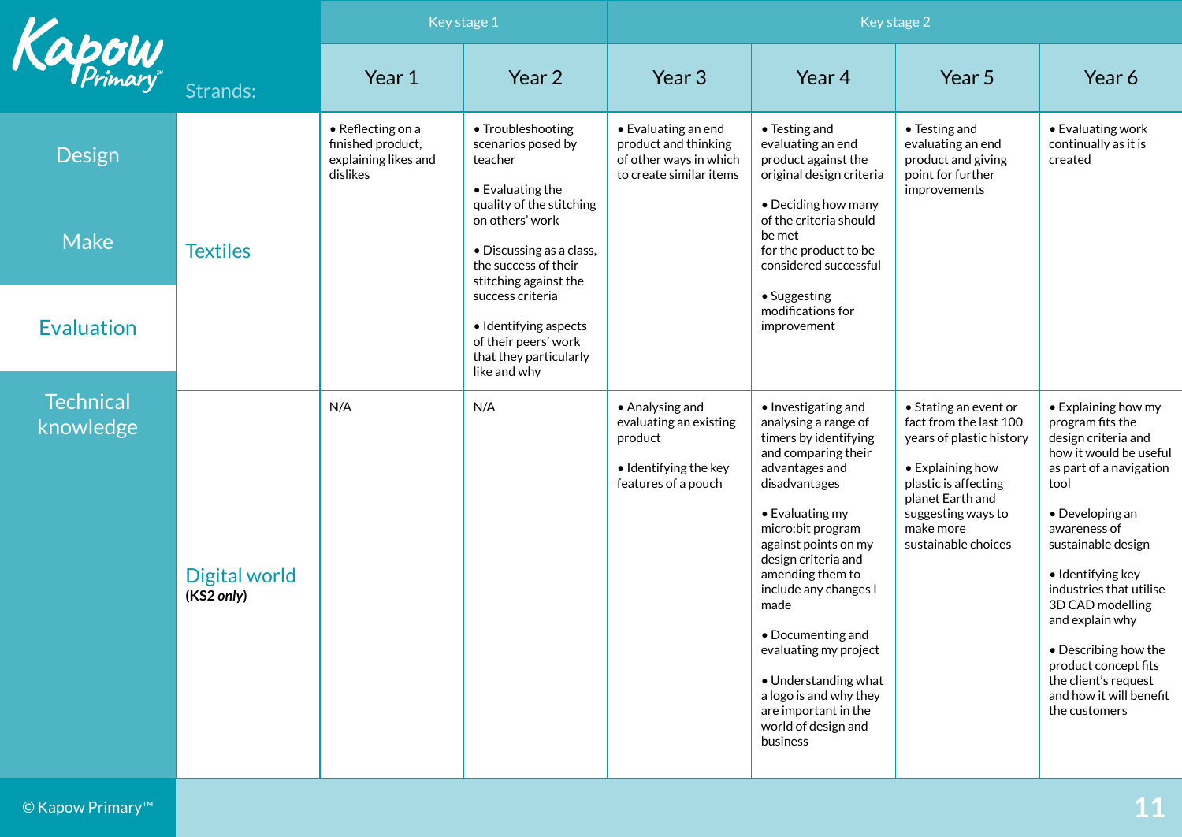| Strands: | Key stage 1 | | Key stage 2 | | | |
|---|---|---|---|---|---|---|
| | Year 1 | Year 2 | Year 3 | Year 4 | Year 5 | Year 6 |
| Textiles | • Reflecting on a finished product, explaining likes and dislikes | • Troubleshooting scenarios posed by teacher<br><br>• Evaluating the quality of the stitching on others' work<br><br>• Discussing as a class, the success of their stitching against the success criteria<br><br>• Identifying aspects of their peers' work that they particularly like and why | • Evaluating an end product and thinking of other ways in which to create similar items | • Testing and evaluating an end product against the original design criteria<br><br>• Deciding how many of the criteria should be met for the product to be considered successful<br><br>• Suggesting modifications for improvement | • Testing and evaluating an end product and giving point for further improvements | • Evaluating work continually as it is created |
| Digital world **(KS2 *only*)** | N/A | N/A | • Analysing and evaluating an existing product<br><br>• Identifying the key features of a pouch | • Investigating and analysing a range of timers by identifying and comparing their advantages and disadvantages<br><br>• Evaluating my micro:bit program against points on my design criteria and amending them to include any changes I made<br><br>• Documenting and evaluating my project<br><br>• Understanding what a logo is and why they are important in the world of design and business | • Stating an event or fact from the last 100 years of plastic history<br><br>• Explaining how plastic is affecting planet Earth and suggesting ways to make more sustainable choices | • Explaining how my program fits the design criteria and how it would be useful as part of a navigation tool<br><br>• Developing an awareness of sustainable design<br><br>• Identifying key industries that utilise 3D CAD modelling and explain why<br><br>• Describing how the product concept fits the client's request and how it will benefit the customers |

Design | Make | **Evaluation** | Technical knowledge

© Kapow Primary™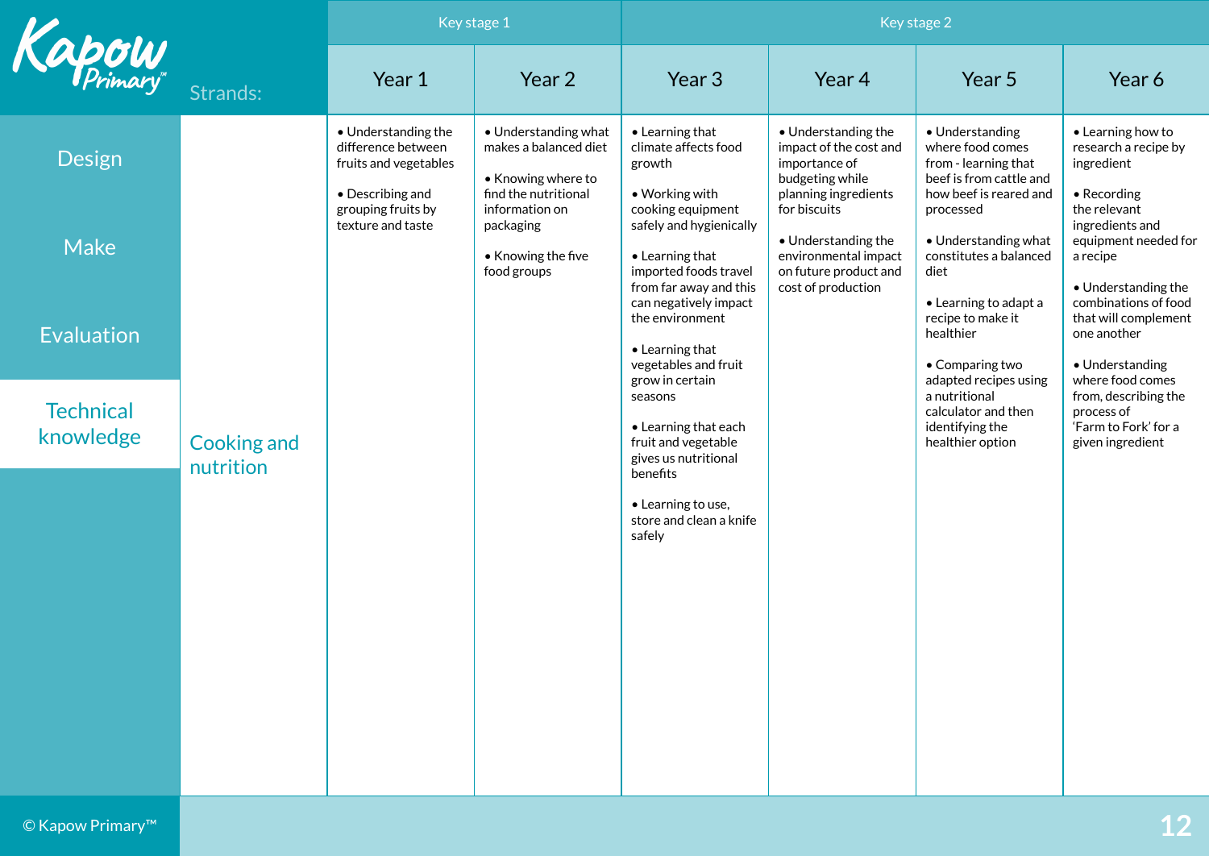| Strands: | Key stage 1 | | Key stage 2 | | | |
|---|---|---|---|---|---|---|
| | Year 1 | Year 2 | Year 3 | Year 4 | Year 5 | Year 6 |
| Cooking and nutrition | • Understanding the difference between fruits and vegetables<br><br>• Describing and grouping fruits by texture and taste | • Understanding what makes a balanced diet<br><br>• Knowing where to find the nutritional information on packaging<br><br>• Knowing the five food groups | • Learning that climate affects food growth<br><br>• Working with cooking equipment safely and hygienically<br><br>• Learning that imported foods travel from far away and this can negatively impact the environment<br><br>• Learning that vegetables and fruit grow in certain seasons<br><br>• Learning that each fruit and vegetable gives us nutritional benefits<br><br>• Learning to use, store and clean a knife safely | • Understanding the impact of the cost and importance of budgeting while planning ingredients for biscuits<br><br>• Understanding the environmental impact on future product and cost of production | • Understanding where food comes from - learning that beef is from cattle and how beef is reared and processed<br><br>• Understanding what constitutes a balanced diet<br><br>• Learning to adapt a recipe to make it healthier<br><br>• Comparing two adapted recipes using a nutritional calculator and then identifying the healthier option | • Learning how to research a recipe by ingredient<br><br>• Recording the relevant ingredients and equipment needed for a recipe<br><br>• Understanding the combinations of food that will complement one another<br><br>• Understanding where food comes from, describing the process of 'Farm to Fork' for a given ingredient |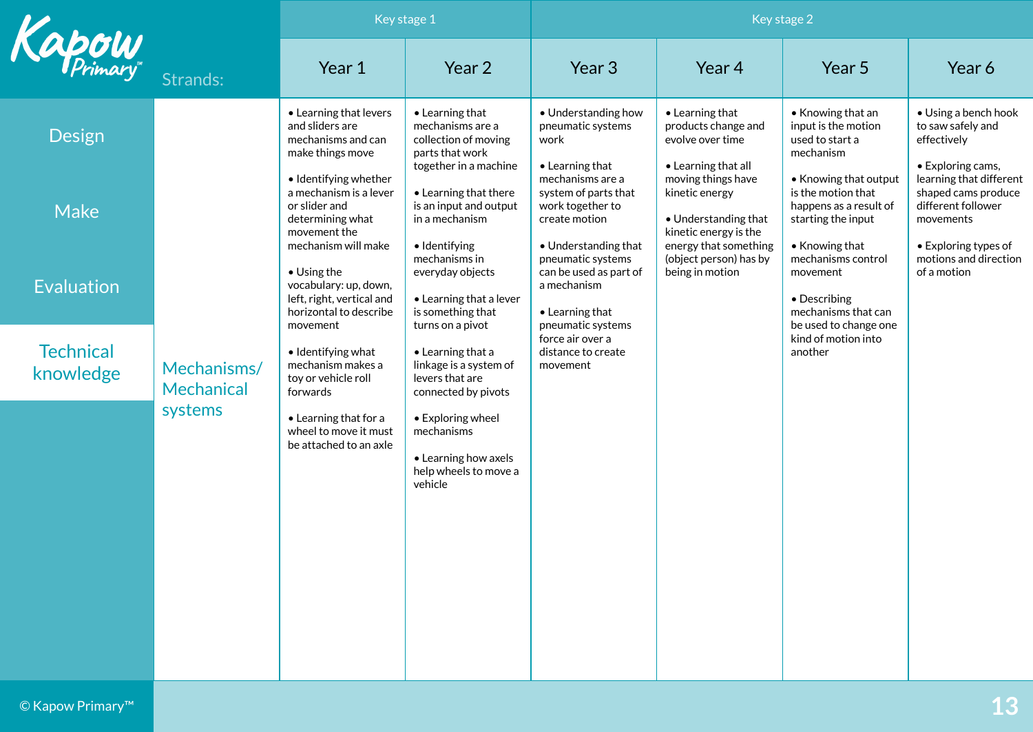| Strands: | | Key stage 1 | | Key stage 2 | | | |
|---|---|---|---|---|---|---|---|
| | | Year 1 | Year 2 | Year 3 | Year 4 | Year 5 | Year 6 |
| Design / Make / Evaluation / **Technical knowledge** | Mechanisms/ Mechanical systems | • Learning that levers and sliders are mechanisms and can make things move<br><br>• Identifying whether a mechanism is a lever or slider and determining what movement the mechanism will make<br><br>• Using the vocabulary: up, down, left, right, vertical and horizontal to describe movement<br><br>• Identifying what mechanism makes a toy or vehicle roll forwards<br><br>• Learning that for a wheel to move it must be attached to an axle | • Learning that mechanisms are a collection of moving parts that work together in a machine<br><br>• Learning that there is an input and output in a mechanism<br><br>• Identifying mechanisms in everyday objects<br><br>• Learning that a lever is something that turns on a pivot<br><br>• Learning that a linkage is a system of levers that are connected by pivots<br><br>• Exploring wheel mechanisms<br><br>• Learning how axels help wheels to move a vehicle | • Understanding how pneumatic systems work<br><br>• Learning that mechanisms are a system of parts that work together to create motion<br><br>• Understanding that pneumatic systems can be used as part of a mechanism<br><br>• Learning that pneumatic systems force air over a distance to create movement | • Learning that products change and evolve over time<br><br>• Learning that all moving things have kinetic energy<br><br>• Understanding that kinetic energy is the energy that something (object person) has by being in motion | • Knowing that an input is the motion used to start a mechanism<br><br>• Knowing that output is the motion that happens as a result of starting the input<br><br>• Knowing that mechanisms control movement<br><br>• Describing mechanisms that can be used to change one kind of motion into another | • Using a bench hook to saw safely and effectively<br><br>• Exploring cams, learning that different shaped cams produce different follower movements<br><br>• Exploring types of motions and direction of a motion |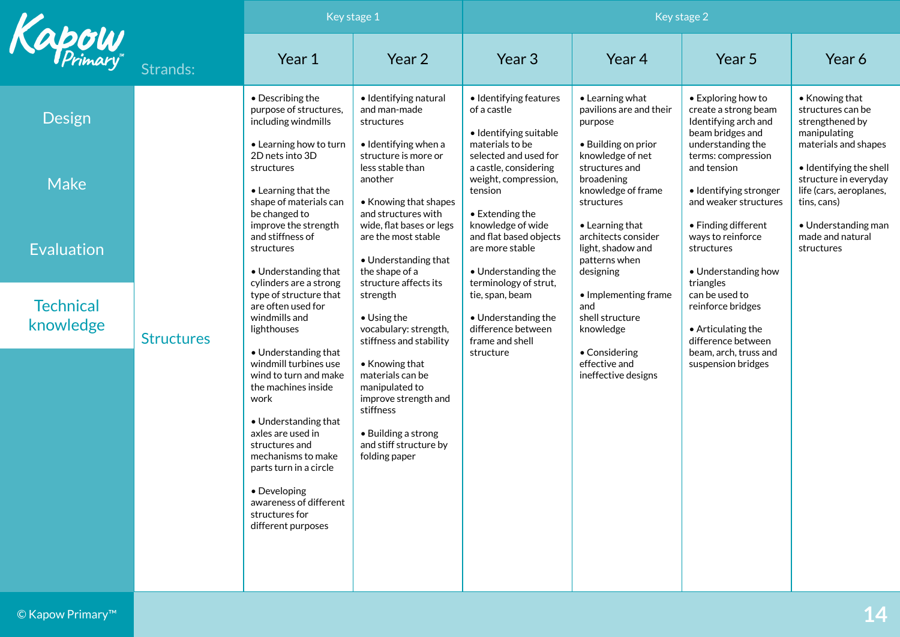| Strands: | Key stage 1 | | Key stage 2 | | | |
|---|---|---|---|---|---|---|
| | Year 1 | Year 2 | Year 3 | Year 4 | Year 5 | Year 6 |
| Structures | • Describing the purpose of structures, including windmills<br><br>• Learning how to turn 2D nets into 3D structures<br><br>• Learning that the shape of materials can be changed to improve the strength and stiffness of structures<br><br>• Understanding that cylinders are a strong type of structure that are often used for windmills and lighthouses<br><br>• Understanding that windmill turbines use wind to turn and make the machines inside work<br><br>• Understanding that axles are used in structures and mechanisms to make parts turn in a circle<br><br>• Developing awareness of different structures for different purposes | • Identifying natural and man-made structures<br><br>• Identifying when a structure is more or less stable than another<br><br>• Knowing that shapes and structures with wide, flat bases or legs are the most stable<br><br>• Understanding that the shape of a structure affects its strength<br><br>• Using the vocabulary: strength, stiffness and stability<br><br>• Knowing that materials can be manipulated to improve strength and stiffness<br><br>• Building a strong and stiff structure by folding paper | • Identifying features of a castle<br><br>• Identifying suitable materials to be selected and used for a castle, considering weight, compression, tension<br><br>• Extending the knowledge of wide and flat based objects are more stable<br><br>• Understanding the terminology of strut, tie, span, beam<br><br>• Understanding the difference between frame and shell structure | • Learning what pavilions are and their purpose<br><br>• Building on prior knowledge of net structures and broadening knowledge of frame structures<br><br>• Learning that architects consider light, shadow and patterns when designing<br><br>• Implementing frame and shell structure knowledge<br><br>• Considering effective and ineffective designs | • Exploring how to create a strong beam Identifying arch and beam bridges and understanding the terms: compression and tension<br><br>• Identifying stronger and weaker structures<br><br>• Finding different ways to reinforce structures<br><br>• Understanding how triangles can be used to reinforce bridges<br><br>• Articulating the difference between beam, arch, truss and suspension bridges | • Knowing that structures can be strengthened by manipulating materials and shapes<br><br>• Identifying the shell structure in everyday life (cars, aeroplanes, tins, cans)<br><br>• Understanding man made and natural structures |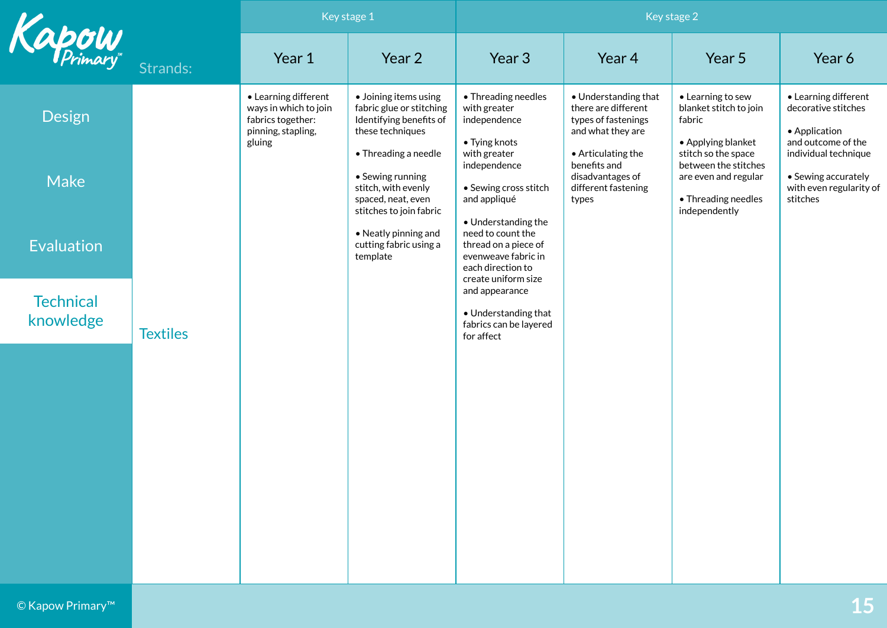| Strands: | Key stage 1 | | Key stage 2 | | | |
|---|---|---|---|---|---|---|
| | Year 1 | Year 2 | Year 3 | Year 4 | Year 5 | Year 6 |
| Textiles | • Learning different ways in which to join fabrics together: pinning, stapling, gluing | • Joining items using fabric glue or stitching Identifying benefits of these techniques<br><br>• Threading a needle<br><br>• Sewing running stitch, with evenly spaced, neat, even stitches to join fabric<br><br>• Neatly pinning and cutting fabric using a template | • Threading needles with greater independence<br><br>• Tying knots with greater independence<br><br>• Sewing cross stitch and appliqué<br><br>• Understanding the need to count the thread on a piece of evenweave fabric in each direction to create uniform size and appearance<br><br>• Understanding that fabrics can be layered for affect | • Understanding that there are different types of fastenings and what they are<br><br>• Articulating the benefits and disadvantages of different fastening types | • Learning to sew blanket stitch to join fabric<br><br>• Applying blanket stitch so the space between the stitches are even and regular<br><br>• Threading needles independently | • Learning different decorative stitches<br><br>• Application and outcome of the individual technique<br><br>• Sewing accurately with even regularity of stitches |

Design

Make

Evaluation

Technical knowledge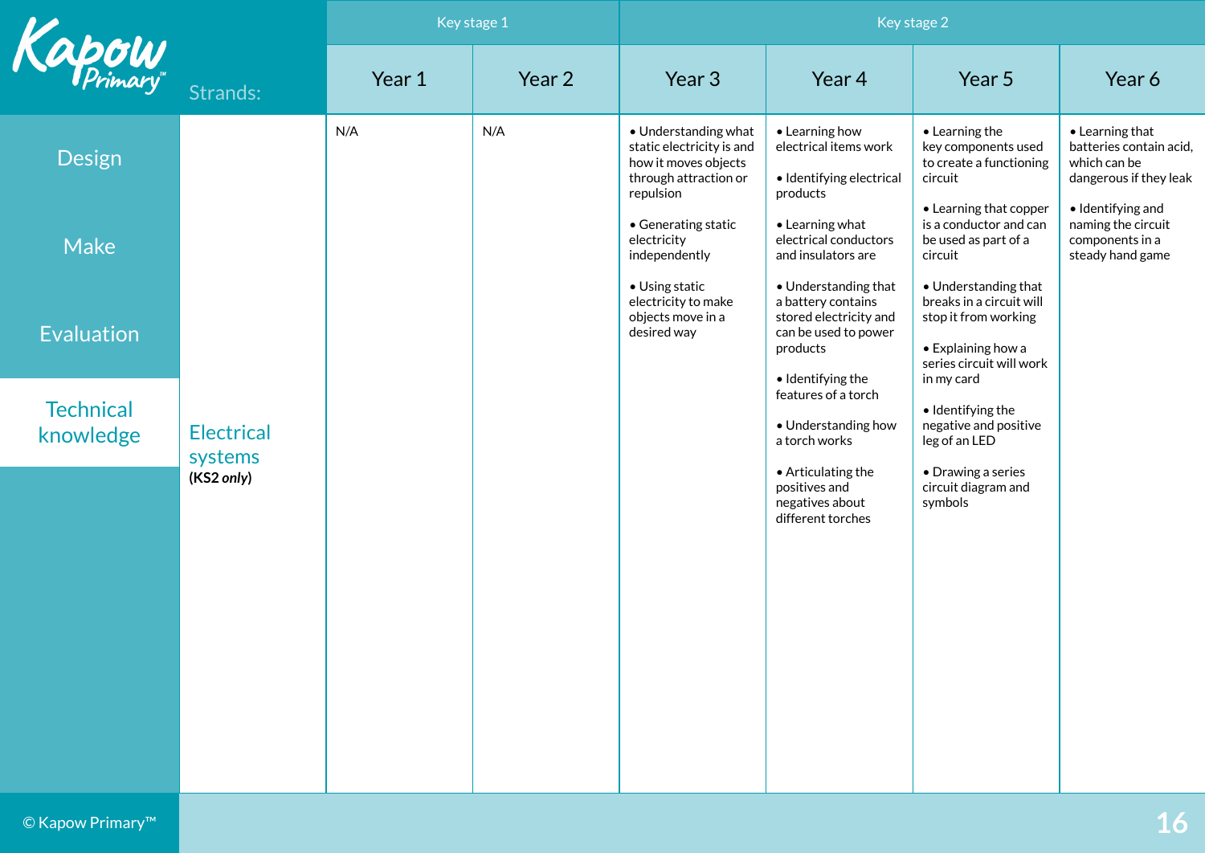| Strands: | Key stage 1 | | Key stage 2 | | | |
|---|---|---|---|---|---|---|
| | Year 1 | Year 2 | Year 3 | Year 4 | Year 5 | Year 6 |
| Electrical systems **(KS2 *only*)** | N/A | N/A | • Understanding what static electricity is and how it moves objects through attraction or repulsion<br><br>• Generating static electricity independently<br><br>• Using static electricity to make objects move in a desired way | • Learning how electrical items work<br><br>• Identifying electrical products<br><br>• Learning what electrical conductors and insulators are<br><br>• Understanding that a battery contains stored electricity and can be used to power products<br><br>• Identifying the features of a torch<br><br>• Understanding how a torch works<br><br>• Articulating the positives and negatives about different torches | • Learning the key components used to create a functioning circuit<br><br>• Learning that copper is a conductor and can be used as part of a circuit<br><br>• Understanding that breaks in a circuit will stop it from working<br><br>• Explaining how a series circuit will work in my card<br><br>• Identifying the negative and positive leg of an LED<br><br>• Drawing a series circuit diagram and symbols | • Learning that batteries contain acid, which can be dangerous if they leak<br><br>• Identifying and naming the circuit components in a steady hand game |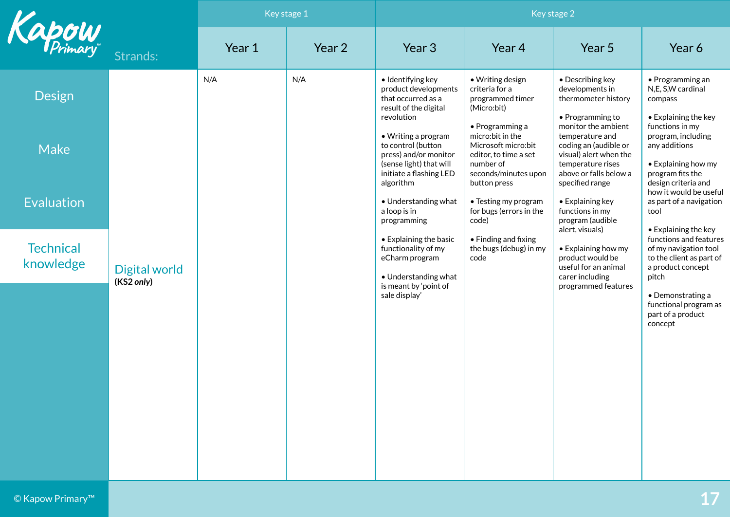| Strands: | | Key stage 1 | | Key stage 2 | | | |
|---|---|---|---|---|---|---|---|
| | | Year 1 | Year 2 | Year 3 | Year 4 | Year 5 | Year 6 |
| Design<br>Make<br>Evaluation<br>**Technical knowledge** | Digital world<br>**(KS2 *only*)** | N/A | N/A | • Identifying key product developments that occurred as a result of the digital revolution<br><br>• Writing a program to control (button press) and/or monitor (sense light) that will initiate a flashing LED algorithm<br><br>• Understanding what a loop is in programming<br><br>• Explaining the basic functionality of my eCharm program<br><br>• Understanding what is meant by 'point of sale display' | • Writing design criteria for a programmed timer (Micro:bit)<br><br>• Programming a micro:bit in the Microsoft micro:bit editor, to time a set number of seconds/minutes upon button press<br><br>• Testing my program for bugs (errors in the code)<br><br>• Finding and fixing the bugs (debug) in my code | • Describing key developments in thermometer history<br><br>• Programming to monitor the ambient temperature and coding an (audible or visual) alert when the temperature rises above or falls below a specified range<br><br>• Explaining key functions in my program (audible alert, visuals)<br><br>• Explaining how my product would be useful for an animal carer including programmed features | • Programming an N,E, S,W cardinal compass<br><br>• Explaining the key functions in my program, including any additions<br><br>• Explaining how my program fits the design criteria and how it would be useful as part of a navigation tool<br><br>• Explaining the key functions and features of my navigation tool to the client as part of a product concept pitch<br><br>• Demonstrating a functional program as part of a product concept |

© Kapow Primary™